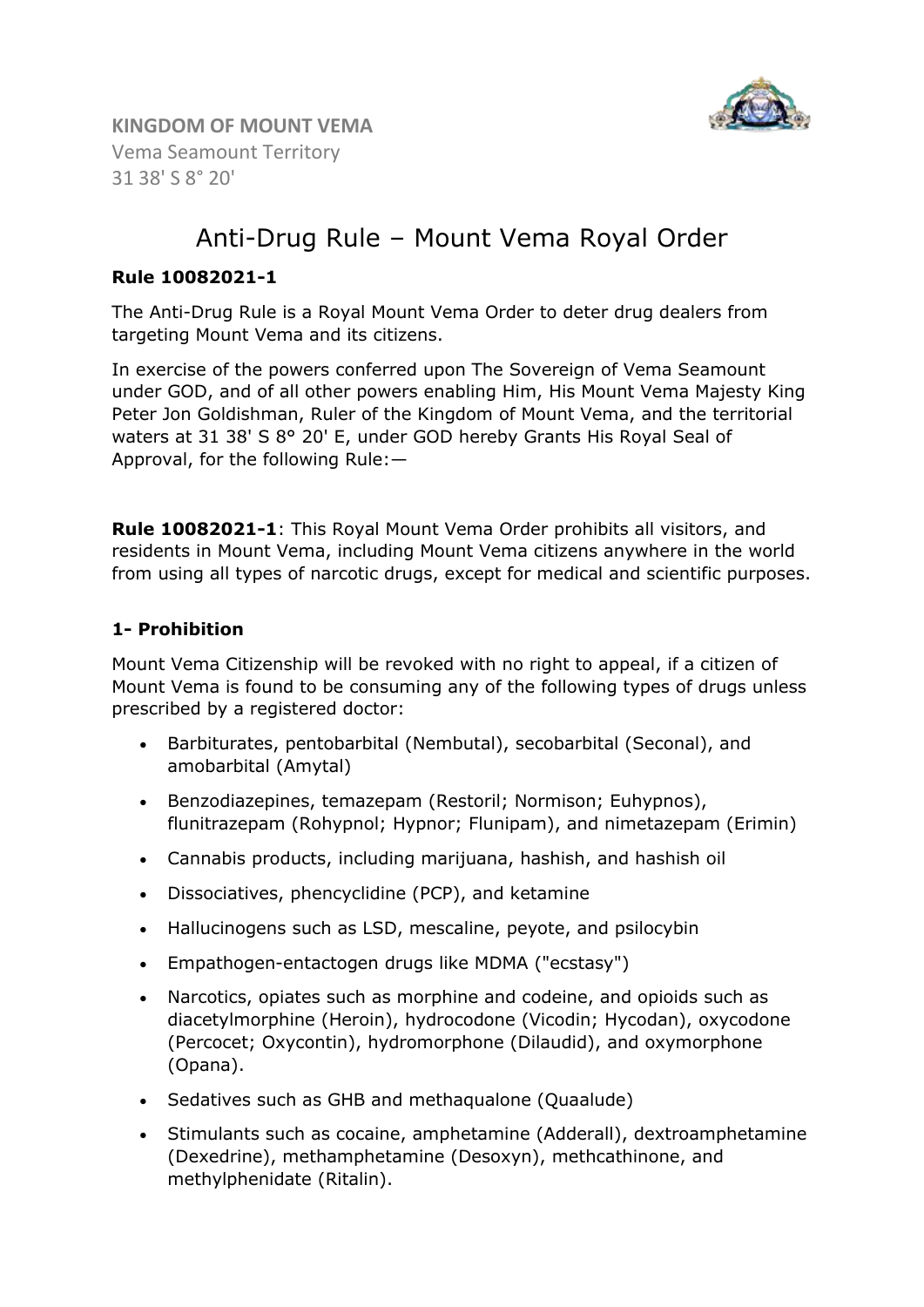**KINGDOM OF MOUNT VEMA**
Vema Seamount Territory
31 38' S 8° 20'

# Anti-Drug Rule – Mount Vema Royal Order

**Rule 10082021-1**

The Anti-Drug Rule is a Royal Mount Vema Order to deter drug dealers from targeting Mount Vema and its citizens.

In exercise of the powers conferred upon The Sovereign of Vema Seamount under GOD, and of all other powers enabling Him, His Mount Vema Majesty King Peter Jon Goldishman, Ruler of the Kingdom of Mount Vema, and the territorial waters at 31 38' S 8° 20' E, under GOD hereby Grants His Royal Seal of Approval, for the following Rule:—

**Rule 10082021-1**: This Royal Mount Vema Order prohibits all visitors, and residents in Mount Vema, including Mount Vema citizens anywhere in the world from using all types of narcotic drugs, except for medical and scientific purposes.

### 1- Prohibition

Mount Vema Citizenship will be revoked with no right to appeal, if a citizen of Mount Vema is found to be consuming any of the following types of drugs unless prescribed by a registered doctor:

- Barbiturates, pentobarbital (Nembutal), secobarbital (Seconal), and amobarbital (Amytal)
- Benzodiazepines, temazepam (Restoril; Normison; Euhypnos), flunitrazepam (Rohypnol; Hypnor; Flunipam), and nimetazepam (Erimin)
- Cannabis products, including marijuana, hashish, and hashish oil
- Dissociatives, phencyclidine (PCP), and ketamine
- Hallucinogens such as LSD, mescaline, peyote, and psilocybin
- Empathogen-entactogen drugs like MDMA ("ecstasy")
- Narcotics, opiates such as morphine and codeine, and opioids such as diacetylmorphine (Heroin), hydrocodone (Vicodin; Hycodan), oxycodone (Percocet; Oxycontin), hydromorphone (Dilaudid), and oxymorphone (Opana).
- Sedatives such as GHB and methaqualone (Quaalude)
- Stimulants such as cocaine, amphetamine (Adderall), dextroamphetamine (Dexedrine), methamphetamine (Desoxyn), methcathinone, and methylphenidate (Ritalin).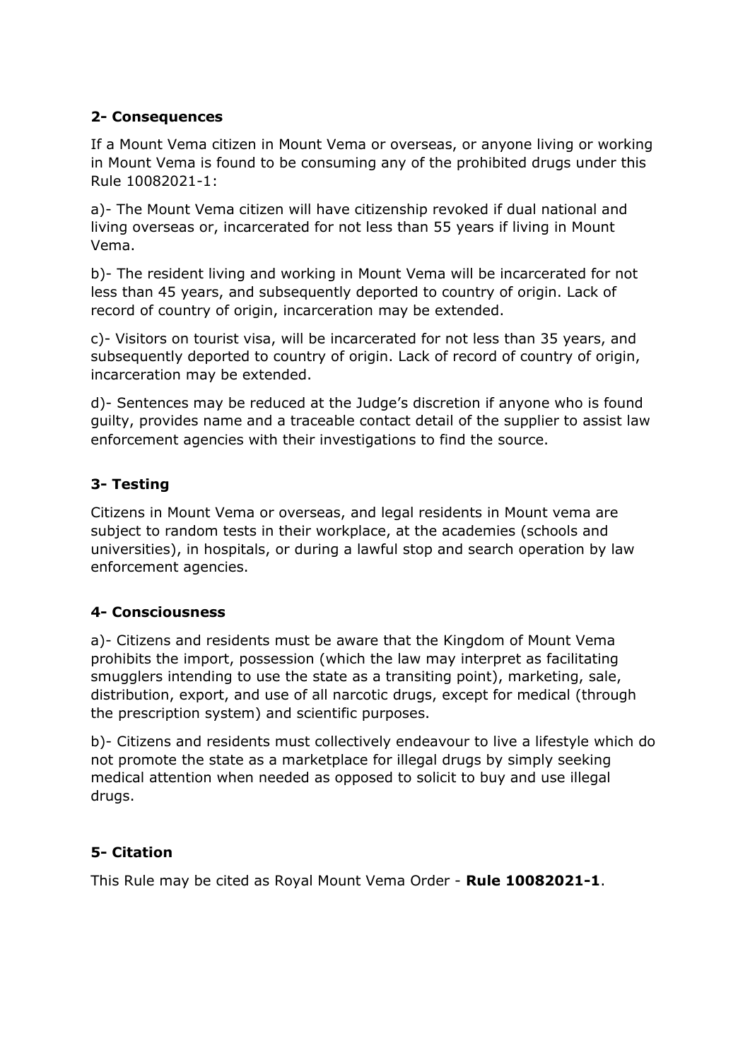## 2- Consequences

If a Mount Vema citizen in Mount Vema or overseas, or anyone living or working in Mount Vema is found to be consuming any of the prohibited drugs under this Rule 10082021-1:

a)- The Mount Vema citizen will have citizenship revoked if dual national and living overseas or, incarcerated for not less than 55 years if living in Mount Vema.

b)- The resident living and working in Mount Vema will be incarcerated for not less than 45 years, and subsequently deported to country of origin. Lack of record of country of origin, incarceration may be extended.

c)- Visitors on tourist visa, will be incarcerated for not less than 35 years, and subsequently deported to country of origin. Lack of record of country of origin, incarceration may be extended.

d)- Sentences may be reduced at the Judge's discretion if anyone who is found guilty, provides name and a traceable contact detail of the supplier to assist law enforcement agencies with their investigations to find the source.

## 3- Testing

Citizens in Mount Vema or overseas, and legal residents in Mount vema are subject to random tests in their workplace, at the academies (schools and universities), in hospitals, or during a lawful stop and search operation by law enforcement agencies.

## 4- Consciousness

a)- Citizens and residents must be aware that the Kingdom of Mount Vema prohibits the import, possession (which the law may interpret as facilitating smugglers intending to use the state as a transiting point), marketing, sale, distribution, export, and use of all narcotic drugs, except for medical (through the prescription system) and scientific purposes.

b)- Citizens and residents must collectively endeavour to live a lifestyle which do not promote the state as a marketplace for illegal drugs by simply seeking medical attention when needed as opposed to solicit to buy and use illegal drugs.

## 5- Citation

This Rule may be cited as Royal Mount Vema Order - **Rule 10082021-1**.